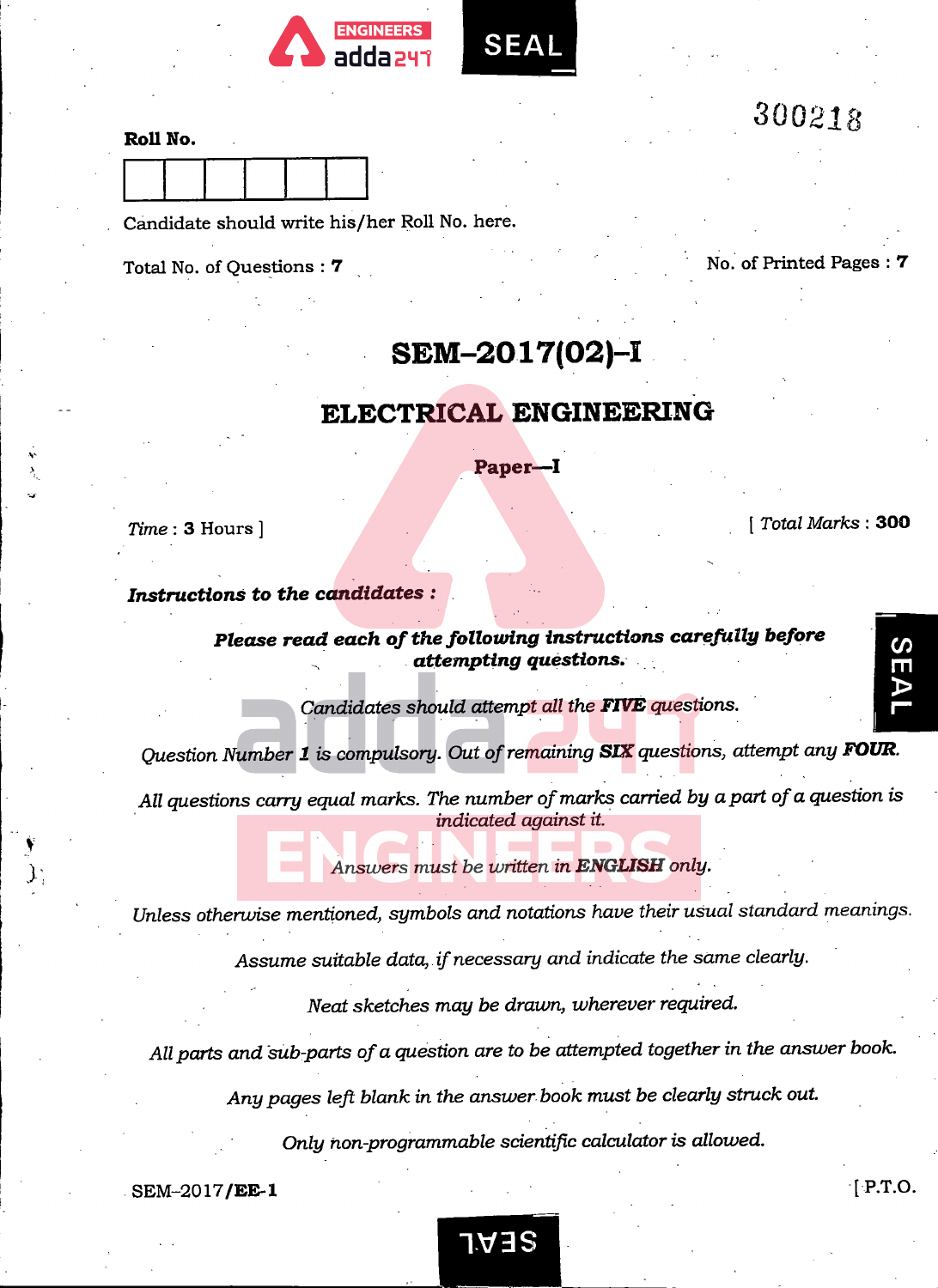300218

**Roll No.**

| | | | | | |
|---|---|---|---|---|---|
| | | | | | |

Candidate should write his/her Roll No. here.

Total No. of Questions : **7**

No. of Printed Pages : **7**

# SEM–2017(02)–I

## ELECTRICAL ENGINEERING

### Paper—I

*Time* : **3** Hours ]

[ *Total Marks* : **300**

***Instructions to the candidates :***

***Please read each of the following instructions carefully before attempting questions.***

*Candidates should attempt all the* ***FIVE*** *questions.*

*Question Number* ***1*** *is compulsory. Out of remaining* ***SIX*** *questions, attempt any* ***FOUR****.*

*All questions carry equal marks. The number of marks carried by a part of a question is indicated against it.*

*Answers must be written in* ***ENGLISH*** *only.*

*Unless otherwise mentioned, symbols and notations have their usual standard meanings.*

*Assume suitable data, if necessary and indicate the same clearly.*

*Neat sketches may be drawn, wherever required.*

*All parts and sub-parts of a question are to be attempted together in the answer book.*

*Any pages left blank in the answer book must be clearly struck out.*

*Only non-programmable scientific calculator is allowed.*

SEM–2017/**EE-1**

[ P.T.O.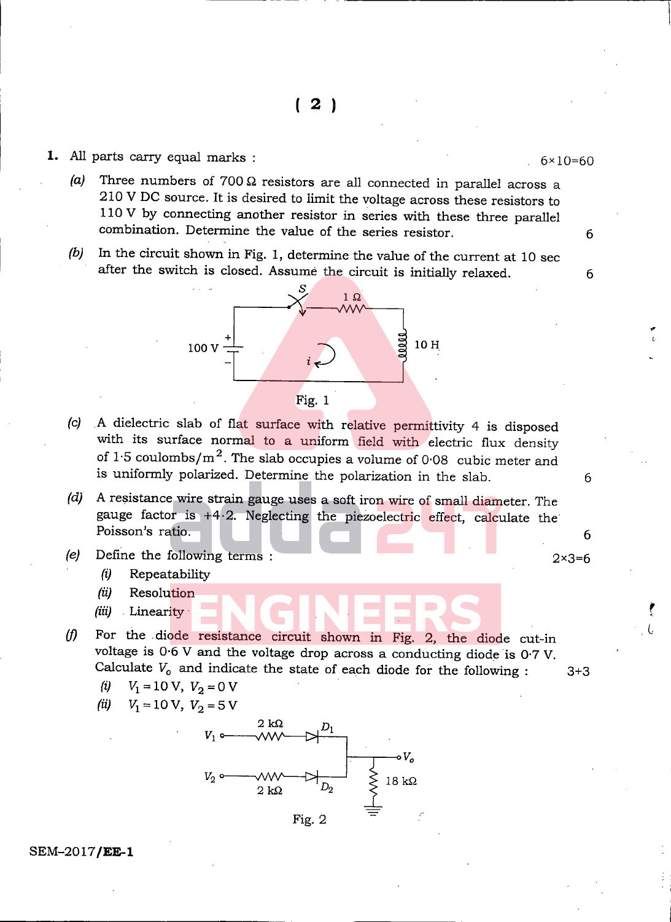**1.** All parts carry equal marks : $6 \times 10 = 60$

*(a)* Three numbers of 700 Ω resistors are all connected in parallel across a 210 V DC source. It is desired to limit the voltage across these resistors to 110 V by connecting another resistor in series with these three parallel combination. Determine the value of the series resistor. 6

*(b)* In the circuit shown in Fig. 1, determine the value of the current at 10 sec after the switch is closed. Assume the circuit is initially relaxed. 6

S

1 Ω

100 V

+

−

i

10 H

Fig. 1

*(c)* A dielectric slab of flat surface with relative permittivity 4 is disposed with its surface normal to a uniform field with electric flux density of 1·5 coulombs/m$^2$. The slab occupies a volume of 0·08 cubic meter and is uniformly polarized. Determine the polarization in the slab. 6

*(d)* A resistance wire strain gauge uses a soft iron wire of small diameter. The gauge factor is +4·2. Neglecting the piezoelectric effect, calculate the Poisson's ratio. 6

*(e)* Define the following terms : $2 \times 3 = 6$

  *(i)* Repeatability

  *(ii)* Resolution

  *(iii)* Linearity

*(f)* For the diode resistance circuit shown in Fig. 2, the diode cut-in voltage is 0·6 V and the voltage drop across a conducting diode is 0·7 V. Calculate $V_o$ and indicate the state of each diode for the following : 3+3

  *(i)* $V_1 = 10\text{ V}, V_2 = 0\text{ V}$

  *(ii)* $V_1 = 10\text{ V}, V_2 = 5\text{ V}$

$V_1$

2 kΩ

$D_1$

$V_o$

$V_2$

2 kΩ

$D_2$

18 kΩ

Fig. 2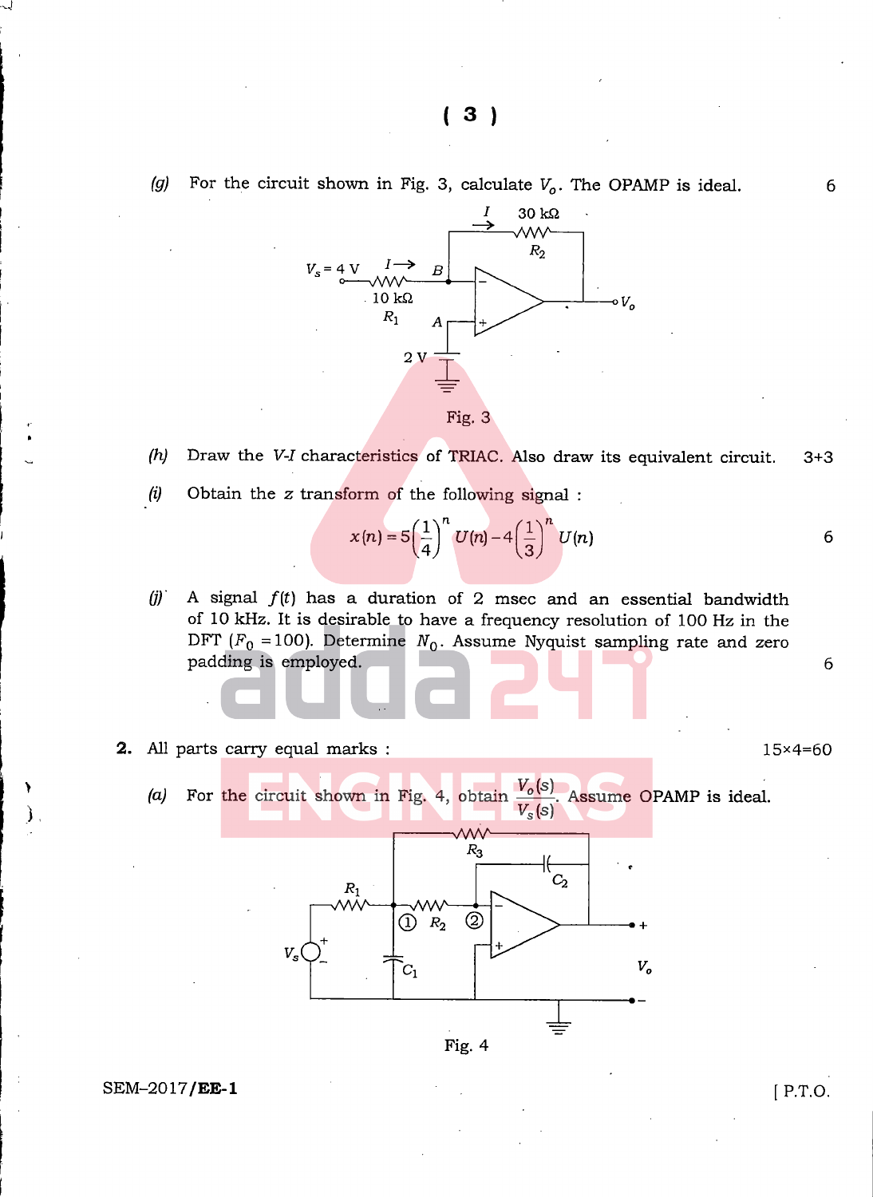(g) For the circuit shown in Fig. 3, calculate $V_o$. The OPAMP is ideal. 6

Fig. 3

(h) Draw the *V-I* characteristics of TRIAC. Also draw its equivalent circuit. 3+3

(i) Obtain the *z* transform of the following signal :

$$x(n) = 5\left(\frac{1}{4}\right)^n U(n) - 4\left(\frac{1}{3}\right)^n U(n)$$

6

(j) A signal $f(t)$ has a duration of 2 msec and an essential bandwidth of 10 kHz. It is desirable to have a frequency resolution of 100 Hz in the DFT ($F_0 = 100$). Determine $N_0$. Assume Nyquist sampling rate and zero padding is employed. 6

**2.** All parts carry equal marks : 15×4=60

(a) For the circuit shown in Fig. 4, obtain $\dfrac{V_o(s)}{V_s(s)}$. Assume OPAMP is ideal.

Fig. 4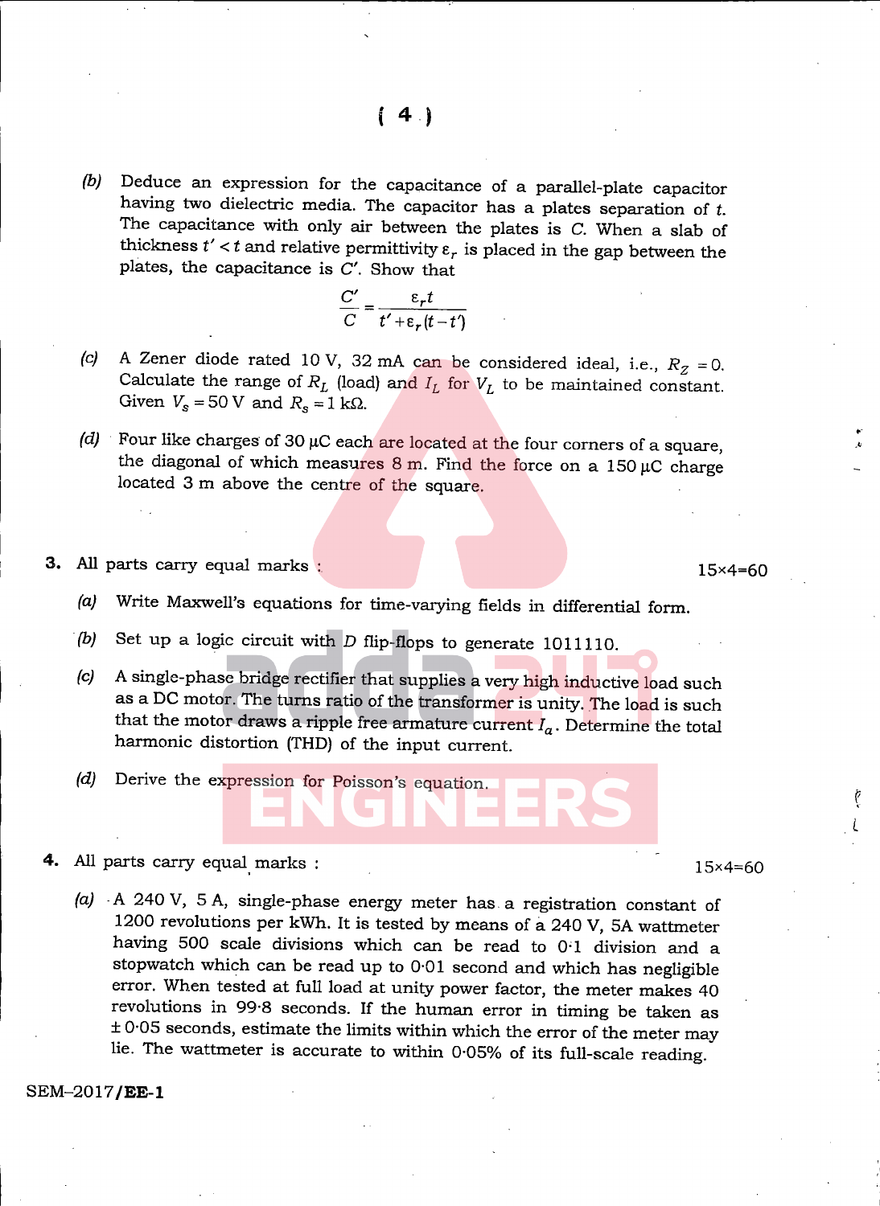(b) Deduce an expression for the capacitance of a parallel-plate capacitor having two dielectric media. The capacitor has a plates separation of $t$. The capacitance with only air between the plates is $C$. When a slab of thickness $t' < t$ and relative permittivity $\varepsilon_r$ is placed in the gap between the plates, the capacitance is $C'$. Show that

$$\frac{C'}{C} = \frac{\varepsilon_r t}{t' + \varepsilon_r (t - t')}$$

(c) A Zener diode rated 10 V, 32 mA can be considered ideal, i.e., $R_Z = 0$. Calculate the range of $R_L$ (load) and $I_L$ for $V_L$ to be maintained constant. Given $V_s = 50$ V and $R_s = 1$ kΩ.

(d) Four like charges of 30 μC each are located at the four corners of a square, the diagonal of which measures 8 m. Find the force on a 150 μC charge located 3 m above the centre of the square.

**3.** All parts carry equal marks : 15×4=60

(a) Write Maxwell's equations for time-varying fields in differential form.

(b) Set up a logic circuit with $D$ flip-flops to generate 1011110.

(c) A single-phase bridge rectifier that supplies a very high inductive load such as a DC motor. The turns ratio of the transformer is unity. The load is such that the motor draws a ripple free armature current $I_a$. Determine the total harmonic distortion (THD) of the input current.

(d) Derive the expression for Poisson's equation.

**4.** All parts carry equal marks : 15×4=60

(a) A 240 V, 5 A, single-phase energy meter has a registration constant of 1200 revolutions per kWh. It is tested by means of a 240 V, 5A wattmeter having 500 scale divisions which can be read to 0·1 division and a stopwatch which can be read up to 0·01 second and which has negligible error. When tested at full load at unity power factor, the meter makes 40 revolutions in 99·8 seconds. If the human error in timing be taken as ± 0·05 seconds, estimate the limits within which the error of the meter may lie. The wattmeter is accurate to within 0·05% of its full-scale reading.

SEM–2017/**EE-1**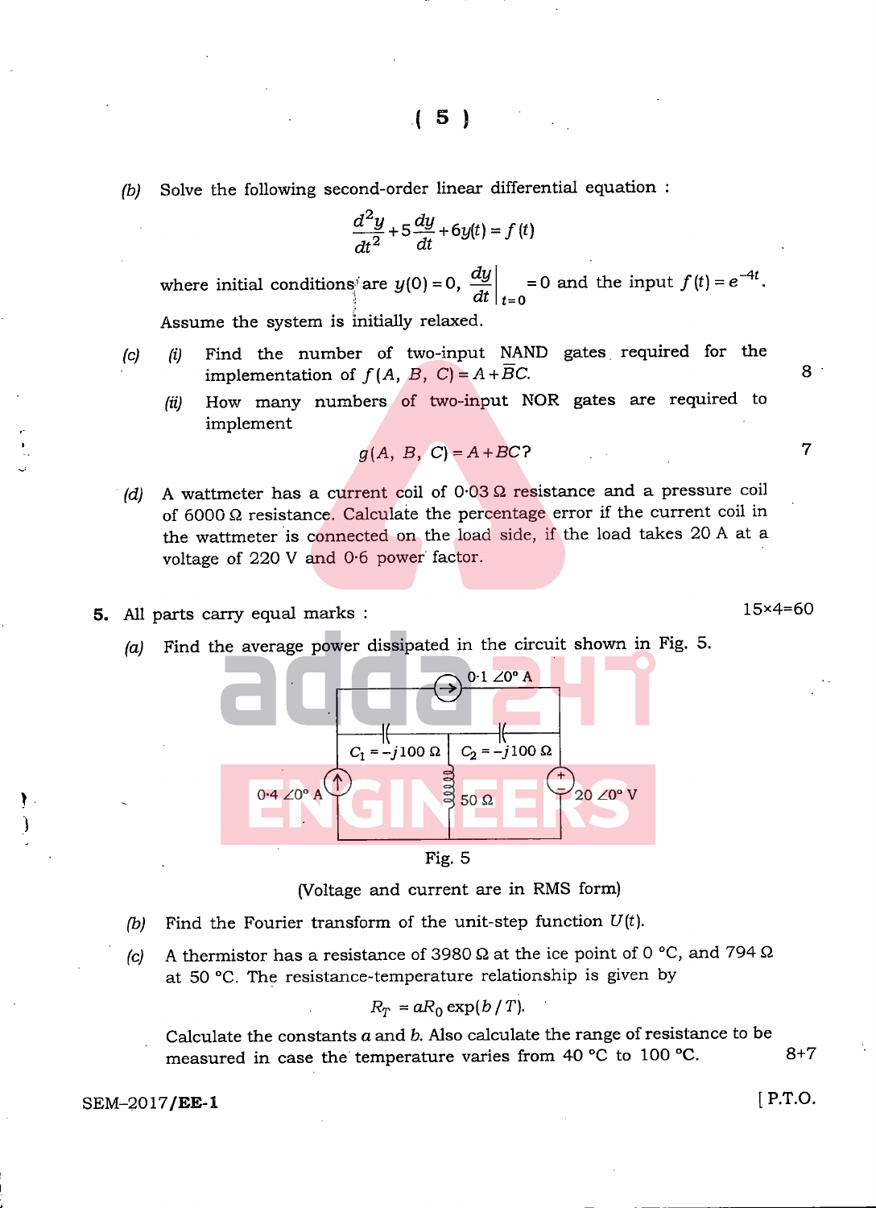(b) Solve the following second-order linear differential equation :

$$\frac{d^2y}{dt^2} + 5\frac{dy}{dt} + 6y(t) = f(t)$$

where initial conditions are $y(0) = 0$, $\left.\frac{dy}{dt}\right|_{t=0} = 0$ and the input $f(t) = e^{-4t}$.

Assume the system is initially relaxed.

(c) (i) Find the number of two-input NAND gates required for the implementation of $f(A, B, C) = A + \bar{B}C$. **8**

(ii) How many numbers of two-input NOR gates are required to implement

$$g(A, B, C) = A + BC?$$ **7**

(d) A wattmeter has a current coil of 0·03 Ω resistance and a pressure coil of 6000 Ω resistance. Calculate the percentage error if the current coil in the wattmeter is connected on the load side, if the load takes 20 A at a voltage of 220 V and 0·6 power factor.

**5.** All parts carry equal marks : **15×4=60**

(a) Find the average power dissipated in the circuit shown in Fig. 5.

0·1 ∠0° A

$C_1 = -j100$ Ω

$C_2 = -j100$ Ω

0·4 ∠0° A

50 Ω

20 ∠0° V

Fig. 5

(Voltage and current are in RMS form)

(b) Find the Fourier transform of the unit-step function $U(t)$.

(c) A thermistor has a resistance of 3980 Ω at the ice point of 0 °C, and 794 Ω at 50 °C. The resistance-temperature relationship is given by

$$R_T = aR_0 \exp(b/T).$$

Calculate the constants $a$ and $b$. Also calculate the range of resistance to be measured in case the temperature varies from 40 °C to 100 °C. **8+7**

SEM–2017/**EE-1**

[ P.T.O.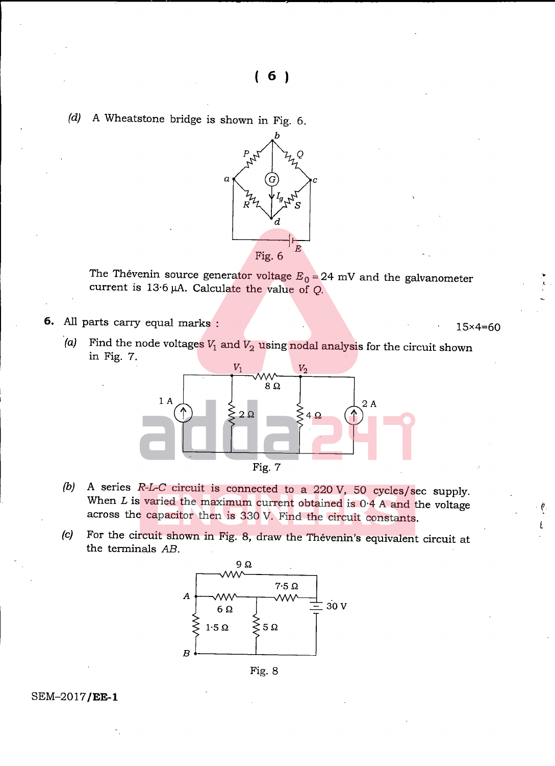(d) A Wheatstone bridge is shown in Fig. 6.

Fig. 6

The Thévenin source generator voltage $E_0 = 24$ mV and the galvanometer current is 13·6 μA. Calculate the value of $Q$.

**6.** All parts carry equal marks : 15×4=60

(a) Find the node voltages $V_1$ and $V_2$ using nodal analysis for the circuit shown in Fig. 7.

Fig. 7

(b) A series *R-L-C* circuit is connected to a 220 V, 50 cycles/sec supply. When $L$ is varied the maximum current obtained is 0·4 A and the voltage across the capacitor then is 330 V. Find the circuit constants.

(c) For the circuit shown in Fig. 8, draw the Thévenin's equivalent circuit at the terminals $AB$.

Fig. 8

SEM–2017/**EE-1**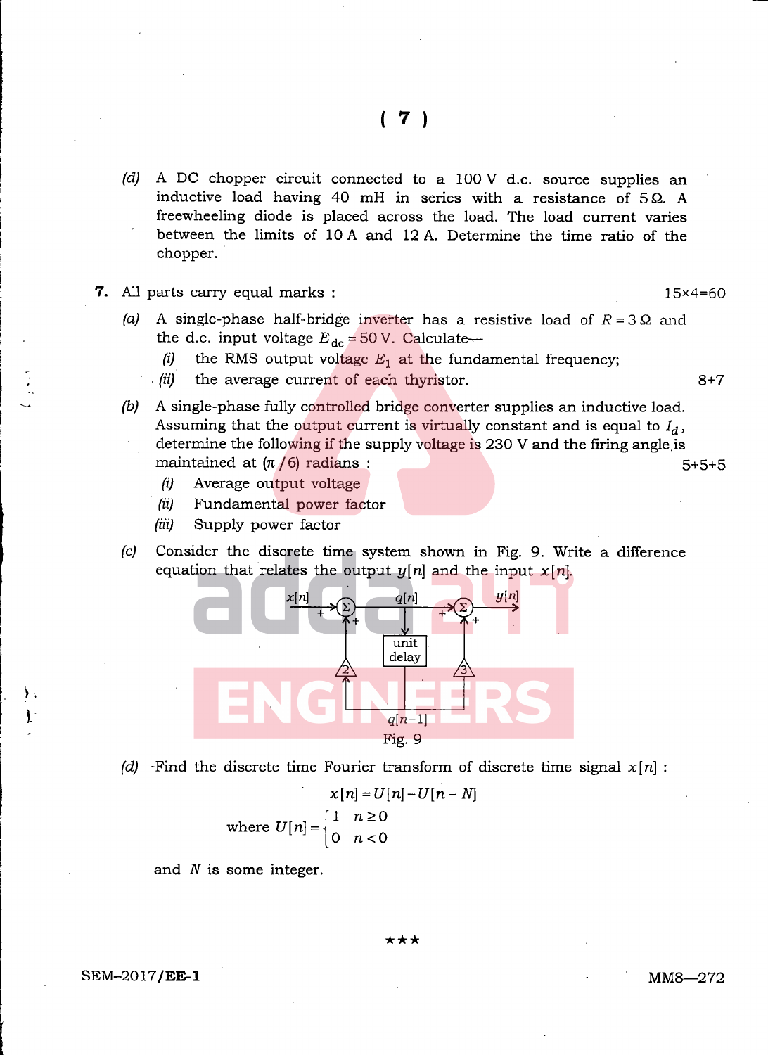(d) A DC chopper circuit connected to a 100 V d.c. source supplies an inductive load having 40 mH in series with a resistance of 5 Ω. A freewheeling diode is placed across the load. The load current varies between the limits of 10 A and 12 A. Determine the time ratio of the chopper.

**7.** All parts carry equal marks : 15×4=60

(a) A single-phase half-bridge inverter has a resistive load of $R = 3\ \Omega$ and the d.c. input voltage $E_{dc} = 50$ V. Calculate—

  (i) the RMS output voltage $E_1$ at the fundamental frequency;

  (ii) the average current of each thyristor. 8+7

(b) A single-phase fully controlled bridge converter supplies an inductive load. Assuming that the output current is virtually constant and is equal to $I_d$, determine the following if the supply voltage is 230 V and the firing angle is maintained at $(\pi/6)$ radians : 5+5+5

  (i) Average output voltage

  (ii) Fundamental power factor

  (iii) Supply power factor

(c) Consider the discrete time system shown in Fig. 9. Write a difference equation that relates the output $y[n]$ and the input $x[n]$.

x[n]
+
Σ
+
q[n]
+
Σ
+
y[n]
unit delay
2
3
q[n−1]

Fig. 9

(d) Find the discrete time Fourier transform of discrete time signal $x[n]$ :

$$x[n] = U[n] - U[n-N]$$

where $U[n] = \begin{cases} 1 & n \geq 0 \\ 0 & n < 0 \end{cases}$

and $N$ is some integer.

★★★

SEM–2017/**EE-1** MM8—272